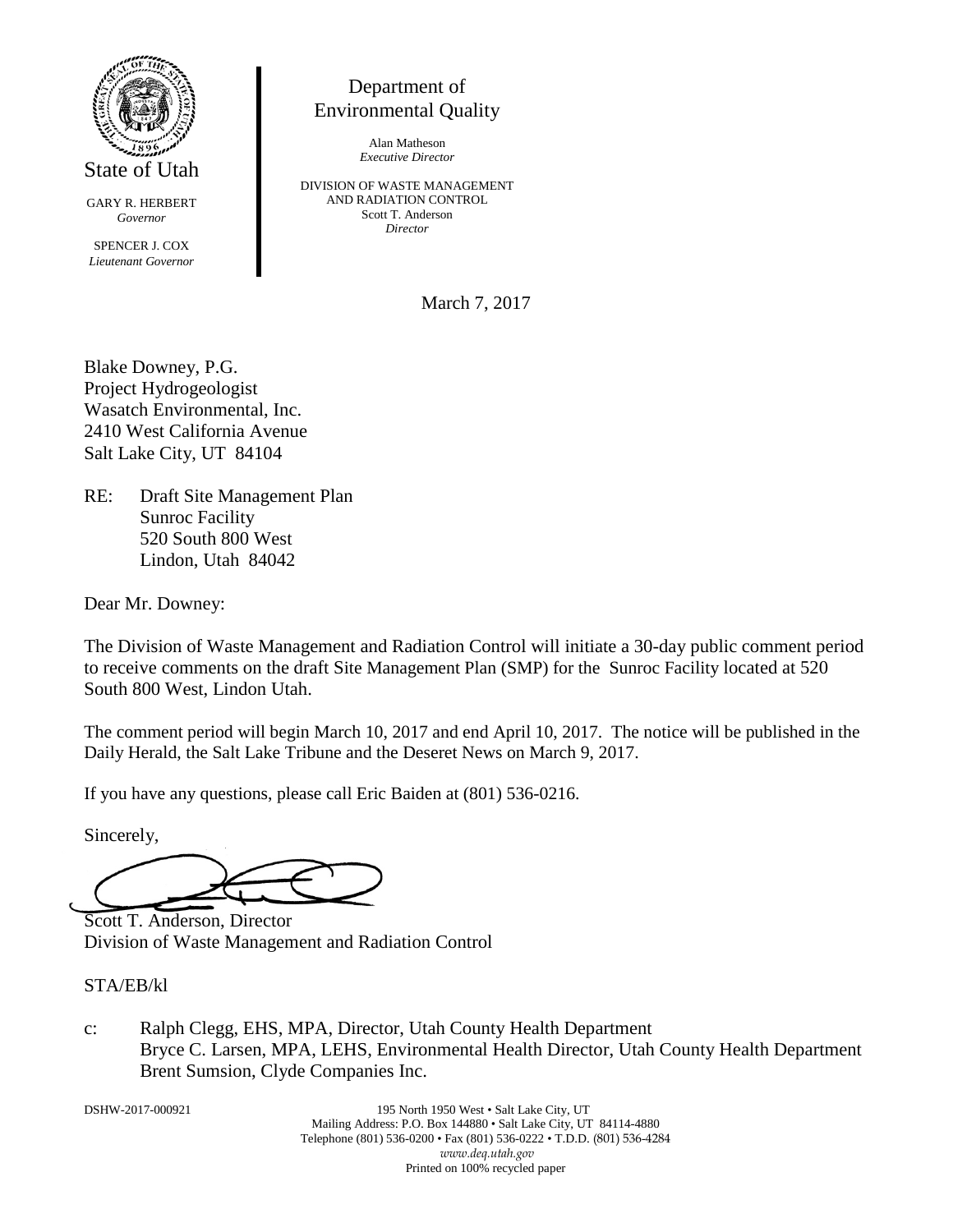State of Utah

GARY R. HERBERT
*Governor*

SPENCER J. COX
*Lieutenant Governor*

Department of
Environmental Quality

Alan Matheson
*Executive Director*

DIVISION OF WASTE MANAGEMENT
AND RADIATION CONTROL
Scott T. Anderson
*Director*

March 7, 2017

Blake Downey, P.G.
Project Hydrogeologist
Wasatch Environmental, Inc.
2410 West California Avenue
Salt Lake City, UT 84104

RE: Draft Site Management Plan
Sunroc Facility
520 South 800 West
Lindon, Utah 84042

Dear Mr. Downey:

The Division of Waste Management and Radiation Control will initiate a 30-day public comment period to receive comments on the draft Site Management Plan (SMP) for the Sunroc Facility located at 520 South 800 West, Lindon Utah.

The comment period will begin March 10, 2017 and end April 10, 2017. The notice will be published in the Daily Herald, the Salt Lake Tribune and the Deseret News on March 9, 2017.

If you have any questions, please call Eric Baiden at (801) 536-0216.

Sincerely,

Scott T. Anderson, Director
Division of Waste Management and Radiation Control

STA/EB/kl

c: Ralph Clegg, EHS, MPA, Director, Utah County Health Department
Bryce C. Larsen, MPA, LEHS, Environmental Health Director, Utah County Health Department
Brent Sumsion, Clyde Companies Inc.

DSHW-2017-000921

195 North 1950 West • Salt Lake City, UT
Mailing Address: P.O. Box 144880 • Salt Lake City, UT 84114-4880
Telephone (801) 536-0200 • Fax (801) 536-0222 • T.D.D. (801) 536-4284
*www.deq.utah.gov*
Printed on 100% recycled paper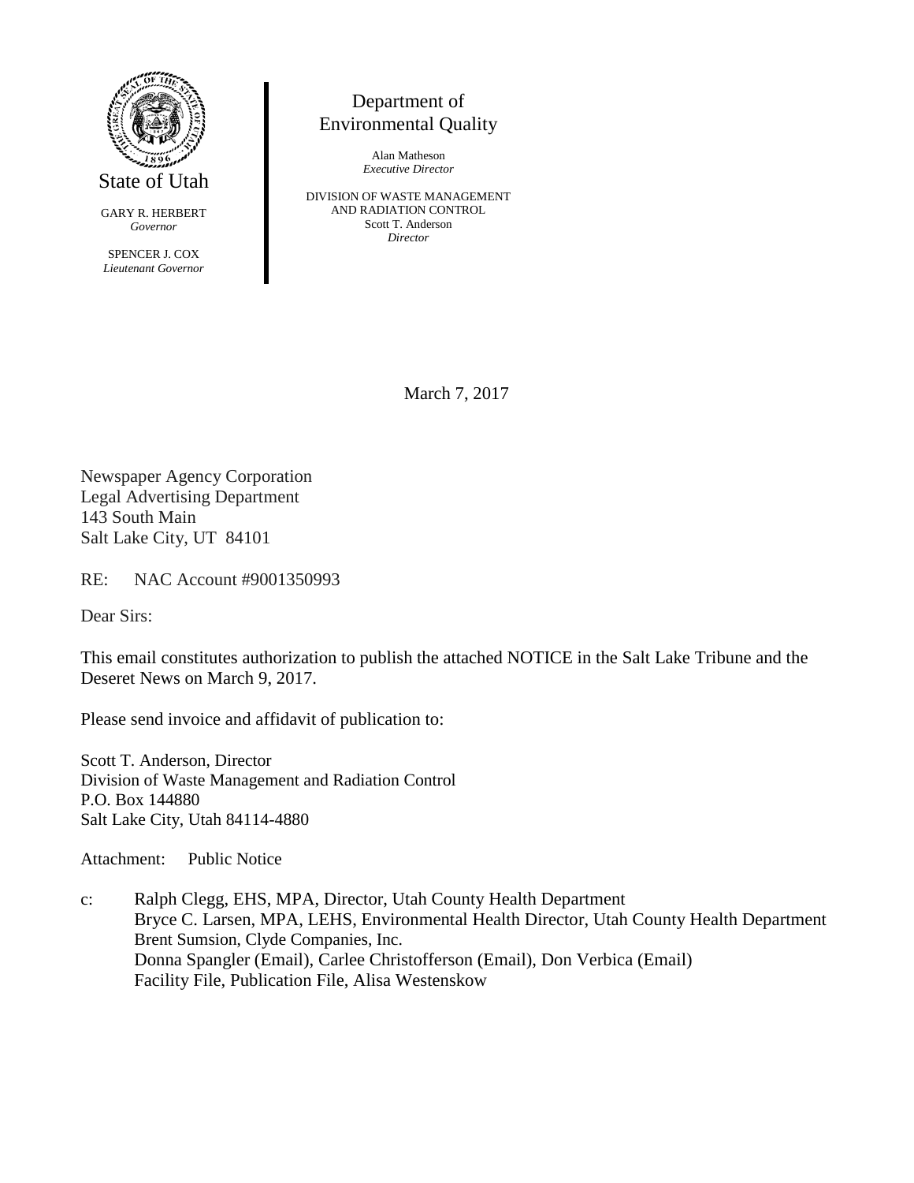State of Utah

GARY R. HERBERT
*Governor*

SPENCER J. COX
*Lieutenant Governor*

Department of
Environmental Quality

Alan Matheson
*Executive Director*

DIVISION OF WASTE MANAGEMENT
AND RADIATION CONTROL
Scott T. Anderson
*Director*

March 7, 2017

Newspaper Agency Corporation
Legal Advertising Department
143 South Main
Salt Lake City, UT 84101

RE: NAC Account #9001350993

Dear Sirs:

This email constitutes authorization to publish the attached NOTICE in the Salt Lake Tribune and the Deseret News on March 9, 2017.

Please send invoice and affidavit of publication to:

Scott T. Anderson, Director
Division of Waste Management and Radiation Control
P.O. Box 144880
Salt Lake City, Utah 84114-4880

Attachment: Public Notice

c: Ralph Clegg, EHS, MPA, Director, Utah County Health Department
Bryce C. Larsen, MPA, LEHS, Environmental Health Director, Utah County Health Department
Brent Sumsion, Clyde Companies, Inc.
Donna Spangler (Email), Carlee Christofferson (Email), Don Verbica (Email)
Facility File, Publication File, Alisa Westenskow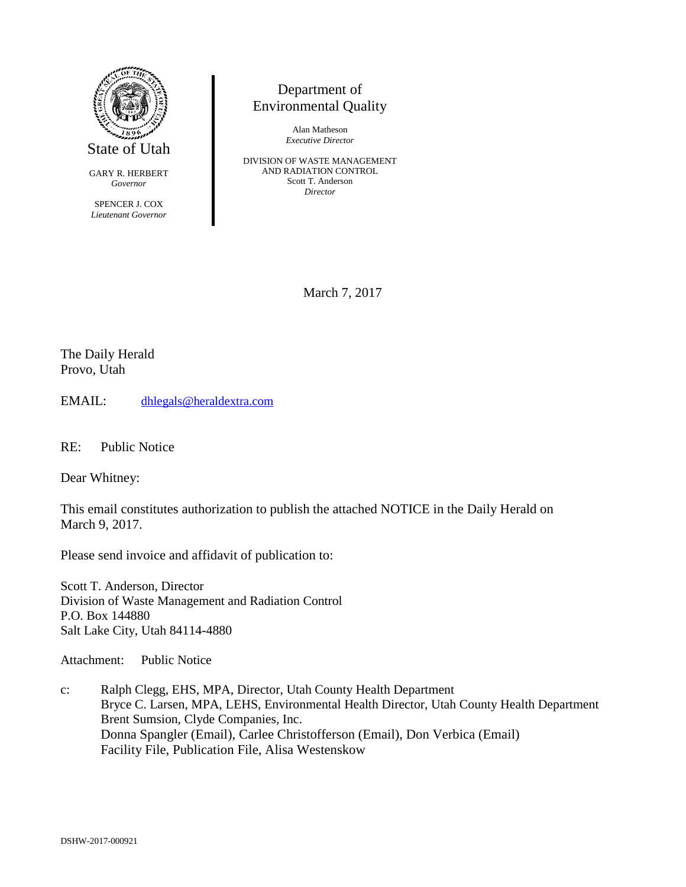State of Utah

GARY R. HERBERT
*Governor*

SPENCER J. COX
*Lieutenant Governor*

Department of
Environmental Quality

Alan Matheson
*Executive Director*

DIVISION OF WASTE MANAGEMENT
AND RADIATION CONTROL
Scott T. Anderson
*Director*

March 7, 2017

The Daily Herald
Provo, Utah

EMAIL: dhlegals@heraldextra.com

RE: Public Notice

Dear Whitney:

This email constitutes authorization to publish the attached NOTICE in the Daily Herald on March 9, 2017.

Please send invoice and affidavit of publication to:

Scott T. Anderson, Director
Division of Waste Management and Radiation Control
P.O. Box 144880
Salt Lake City, Utah 84114-4880

Attachment: Public Notice

c: Ralph Clegg, EHS, MPA, Director, Utah County Health Department
Bryce C. Larsen, MPA, LEHS, Environmental Health Director, Utah County Health Department
Brent Sumsion, Clyde Companies, Inc.
Donna Spangler (Email), Carlee Christofferson (Email), Don Verbica (Email)
Facility File, Publication File, Alisa Westenskow

DSHW-2017-000921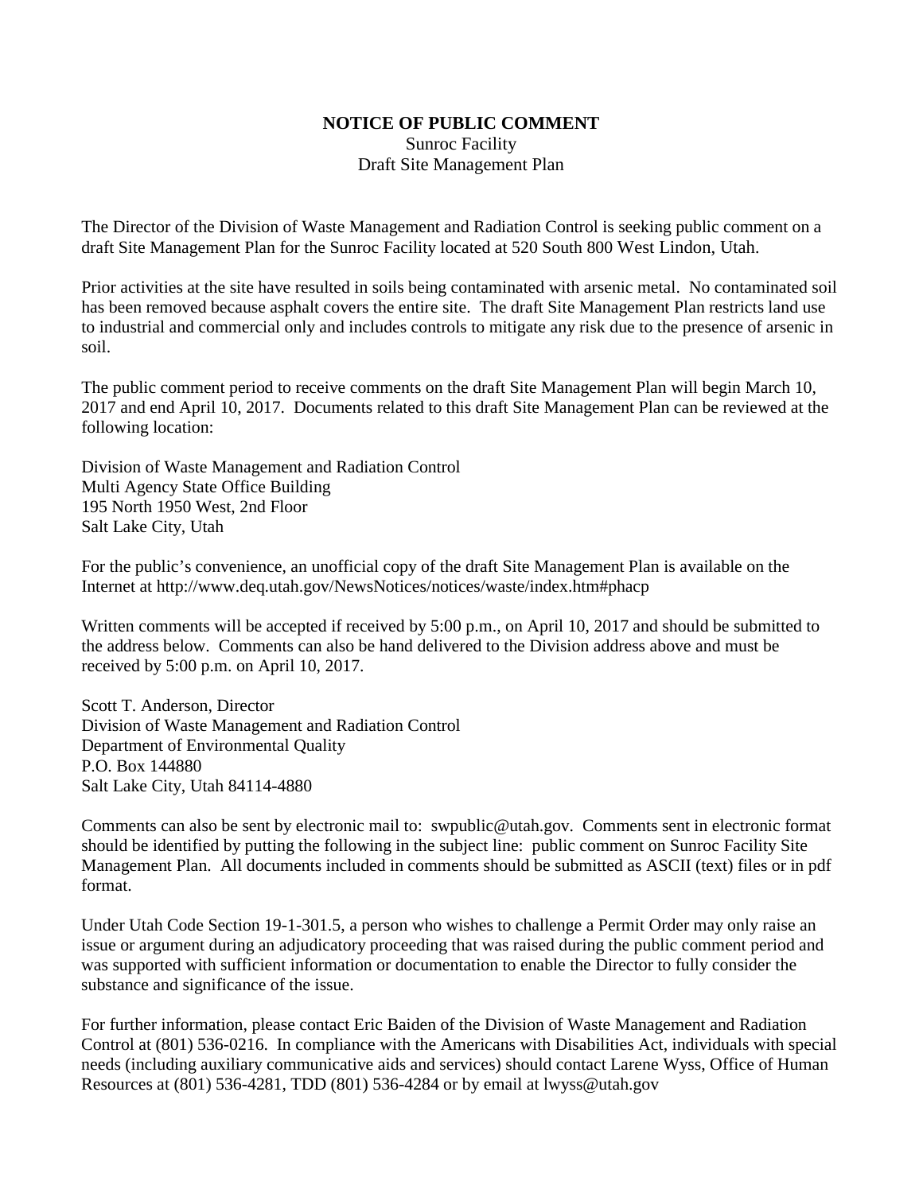# NOTICE OF PUBLIC COMMENT

Sunroc Facility
Draft Site Management Plan

The Director of the Division of Waste Management and Radiation Control is seeking public comment on a draft Site Management Plan for the Sunroc Facility located at 520 South 800 West Lindon, Utah.

Prior activities at the site have resulted in soils being contaminated with arsenic metal. No contaminated soil has been removed because asphalt covers the entire site. The draft Site Management Plan restricts land use to industrial and commercial only and includes controls to mitigate any risk due to the presence of arsenic in soil.

The public comment period to receive comments on the draft Site Management Plan will begin March 10, 2017 and end April 10, 2017. Documents related to this draft Site Management Plan can be reviewed at the following location:

Division of Waste Management and Radiation Control
Multi Agency State Office Building
195 North 1950 West, 2nd Floor
Salt Lake City, Utah

For the public's convenience, an unofficial copy of the draft Site Management Plan is available on the Internet at http://www.deq.utah.gov/NewsNotices/notices/waste/index.htm#phacp

Written comments will be accepted if received by 5:00 p.m., on April 10, 2017 and should be submitted to the address below. Comments can also be hand delivered to the Division address above and must be received by 5:00 p.m. on April 10, 2017.

Scott T. Anderson, Director
Division of Waste Management and Radiation Control
Department of Environmental Quality
P.O. Box 144880
Salt Lake City, Utah 84114-4880

Comments can also be sent by electronic mail to: swpublic@utah.gov. Comments sent in electronic format should be identified by putting the following in the subject line: public comment on Sunroc Facility Site Management Plan. All documents included in comments should be submitted as ASCII (text) files or in pdf format.

Under Utah Code Section 19-1-301.5, a person who wishes to challenge a Permit Order may only raise an issue or argument during an adjudicatory proceeding that was raised during the public comment period and was supported with sufficient information or documentation to enable the Director to fully consider the substance and significance of the issue.

For further information, please contact Eric Baiden of the Division of Waste Management and Radiation Control at (801) 536-0216. In compliance with the Americans with Disabilities Act, individuals with special needs (including auxiliary communicative aids and services) should contact Larene Wyss, Office of Human Resources at (801) 536-4281, TDD (801) 536-4284 or by email at lwyss@utah.gov